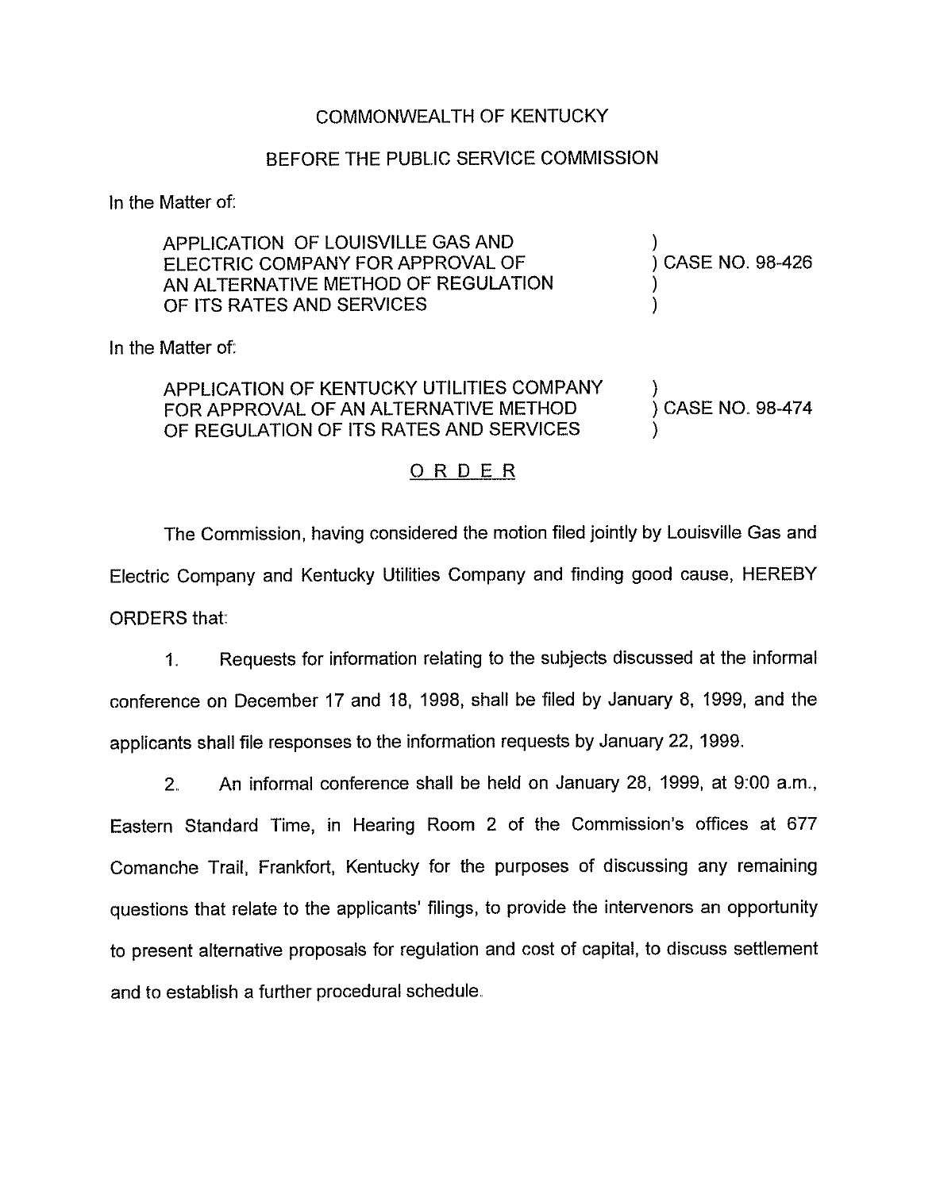COMMONWEALTH OF KENTUCKY

BEFORE THE PUBLIC SERVICE COMMISSION

In the Matter of:

| | |
|---|---|
| APPLICATION OF LOUISVILLE GAS AND ELECTRIC COMPANY FOR APPROVAL OF AN ALTERNATIVE METHOD OF REGULATION OF ITS RATES AND SERVICES | ) CASE NO. 98-426 |

In the Matter of:

| | |
|---|---|
| APPLICATION OF KENTUCKY UTILITIES COMPANY FOR APPROVAL OF AN ALTERNATIVE METHOD OF REGULATION OF ITS RATES AND SERVICES | ) CASE NO. 98-474 |

## O R D E R

The Commission, having considered the motion filed jointly by Louisville Gas and Electric Company and Kentucky Utilities Company and finding good cause, HEREBY ORDERS that:

1. Requests for information relating to the subjects discussed at the informal conference on December 17 and 18, 1998, shall be filed by January 8, 1999, and the applicants shall file responses to the information requests by January 22, 1999.

2. An informal conference shall be held on January 28, 1999, at 9:00 a.m., Eastern Standard Time, in Hearing Room 2 of the Commission's offices at 677 Comanche Trail, Frankfort, Kentucky for the purposes of discussing any remaining questions that relate to the applicants' filings, to provide the intervenors an opportunity to present alternative proposals for regulation and cost of capital, to discuss settlement and to establish a further procedural schedule.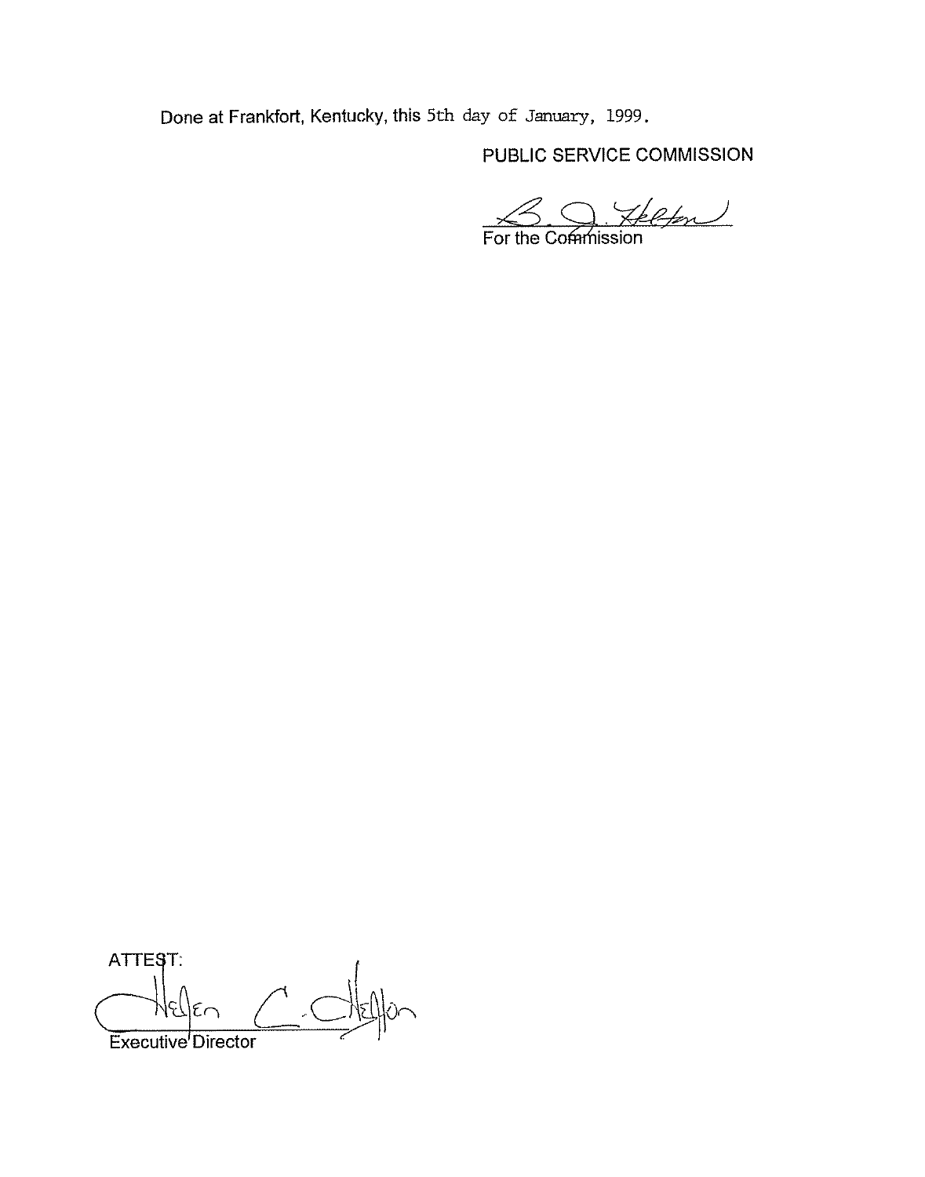Done at Frankfort, Kentucky, this 5th day of January, 1999.

PUBLIC SERVICE COMMISSION

For the Commission

ATTEST:

Executive Director